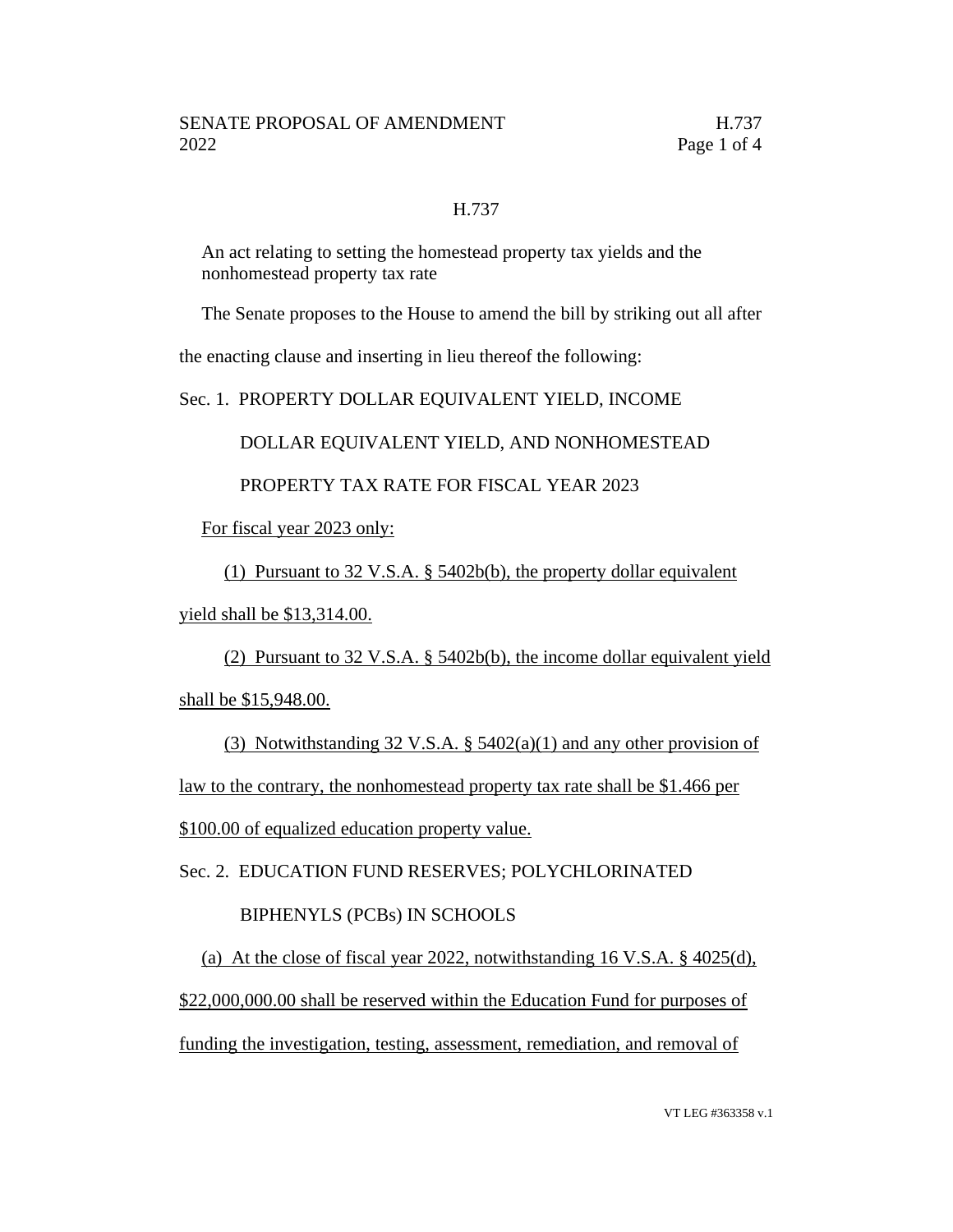H.737

An act relating to setting the homestead property tax yields and the nonhomestead property tax rate

The Senate proposes to the House to amend the bill by striking out all after the enacting clause and inserting in lieu thereof the following:

Sec. 1. PROPERTY DOLLAR EQUIVALENT YIELD, INCOME DOLLAR EQUIVALENT YIELD, AND NONHOMESTEAD PROPERTY TAX RATE FOR FISCAL YEAR 2023

For fiscal year 2023 only:

(1) Pursuant to 32 V.S.A. § 5402b(b), the property dollar equivalent yield shall be $13,314.00.

(2) Pursuant to 32 V.S.A. § 5402b(b), the income dollar equivalent yield shall be $15,948.00.

(3) Notwithstanding 32 V.S.A. § 5402(a)(1) and any other provision of law to the contrary, the nonhomestead property tax rate shall be $1.466 per $100.00 of equalized education property value.

Sec. 2. EDUCATION FUND RESERVES; POLYCHLORINATED BIPHENYLS (PCBs) IN SCHOOLS

(a) At the close of fiscal year 2022, notwithstanding 16 V.S.A. § 4025(d), $22,000,000.00 shall be reserved within the Education Fund for purposes of funding the investigation, testing, assessment, remediation, and removal of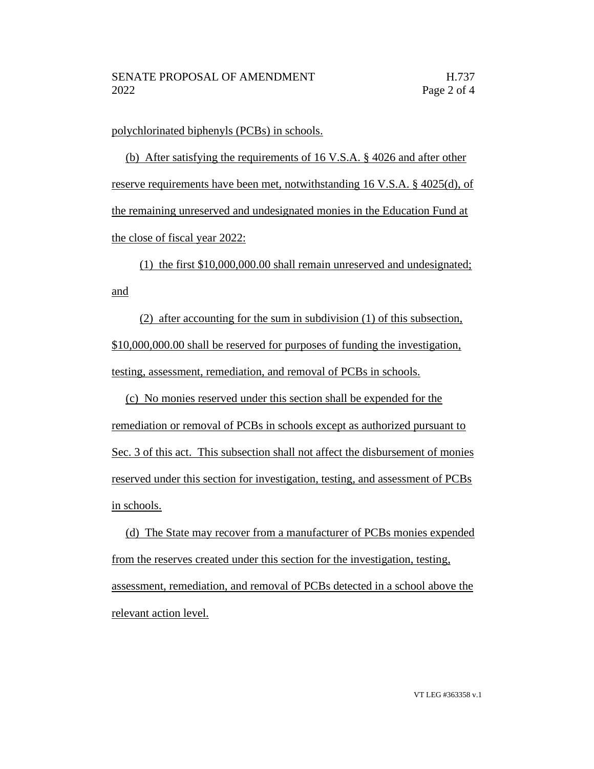polychlorinated biphenyls (PCBs) in schools.

(b) After satisfying the requirements of 16 V.S.A. § 4026 and after other reserve requirements have been met, notwithstanding 16 V.S.A. § 4025(d), of the remaining unreserved and undesignated monies in the Education Fund at the close of fiscal year 2022:

(1) the first $10,000,000.00 shall remain unreserved and undesignated; and

(2) after accounting for the sum in subdivision (1) of this subsection, $10,000,000.00 shall be reserved for purposes of funding the investigation, testing, assessment, remediation, and removal of PCBs in schools.

(c) No monies reserved under this section shall be expended for the remediation or removal of PCBs in schools except as authorized pursuant to Sec. 3 of this act. This subsection shall not affect the disbursement of monies reserved under this section for investigation, testing, and assessment of PCBs in schools.

(d) The State may recover from a manufacturer of PCBs monies expended from the reserves created under this section for the investigation, testing, assessment, remediation, and removal of PCBs detected in a school above the relevant action level.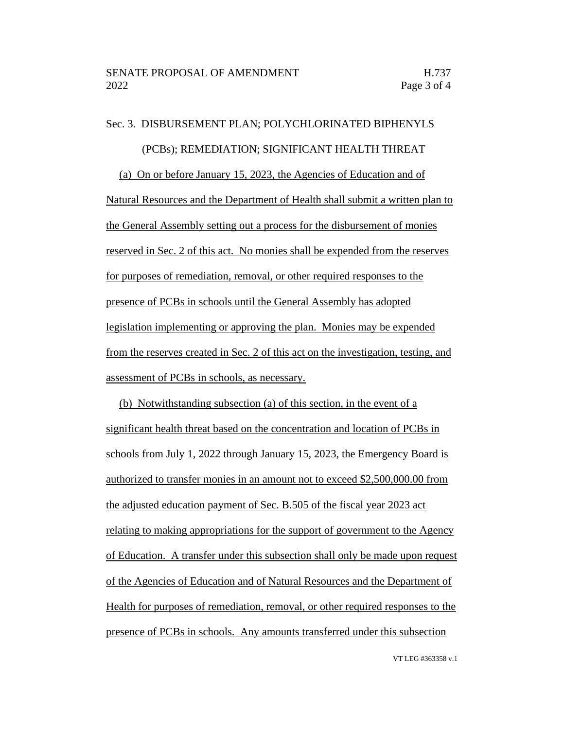Sec. 3. DISBURSEMENT PLAN; POLYCHLORINATED BIPHENYLS (PCBs); REMEDIATION; SIGNIFICANT HEALTH THREAT

(a) On or before January 15, 2023, the Agencies of Education and of Natural Resources and the Department of Health shall submit a written plan to the General Assembly setting out a process for the disbursement of monies reserved in Sec. 2 of this act. No monies shall be expended from the reserves for purposes of remediation, removal, or other required responses to the presence of PCBs in schools until the General Assembly has adopted legislation implementing or approving the plan. Monies may be expended from the reserves created in Sec. 2 of this act on the investigation, testing, and assessment of PCBs in schools, as necessary.

(b) Notwithstanding subsection (a) of this section, in the event of a significant health threat based on the concentration and location of PCBs in schools from July 1, 2022 through January 15, 2023, the Emergency Board is authorized to transfer monies in an amount not to exceed $2,500,000.00 from the adjusted education payment of Sec. B.505 of the fiscal year 2023 act relating to making appropriations for the support of government to the Agency of Education. A transfer under this subsection shall only be made upon request of the Agencies of Education and of Natural Resources and the Department of Health for purposes of remediation, removal, or other required responses to the presence of PCBs in schools. Any amounts transferred under this subsection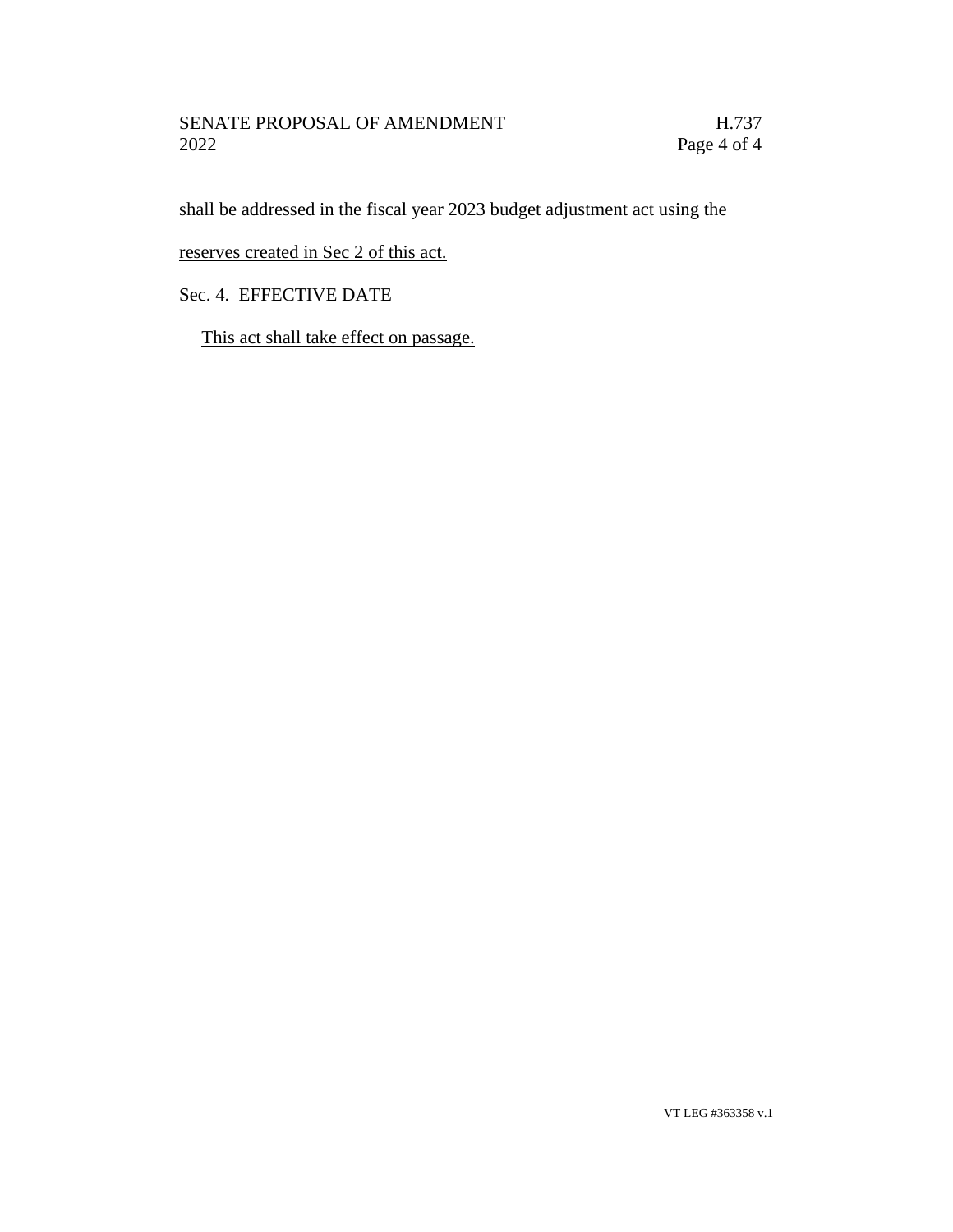shall be addressed in the fiscal year 2023 budget adjustment act using the reserves created in Sec 2 of this act.

Sec. 4. EFFECTIVE DATE

This act shall take effect on passage.